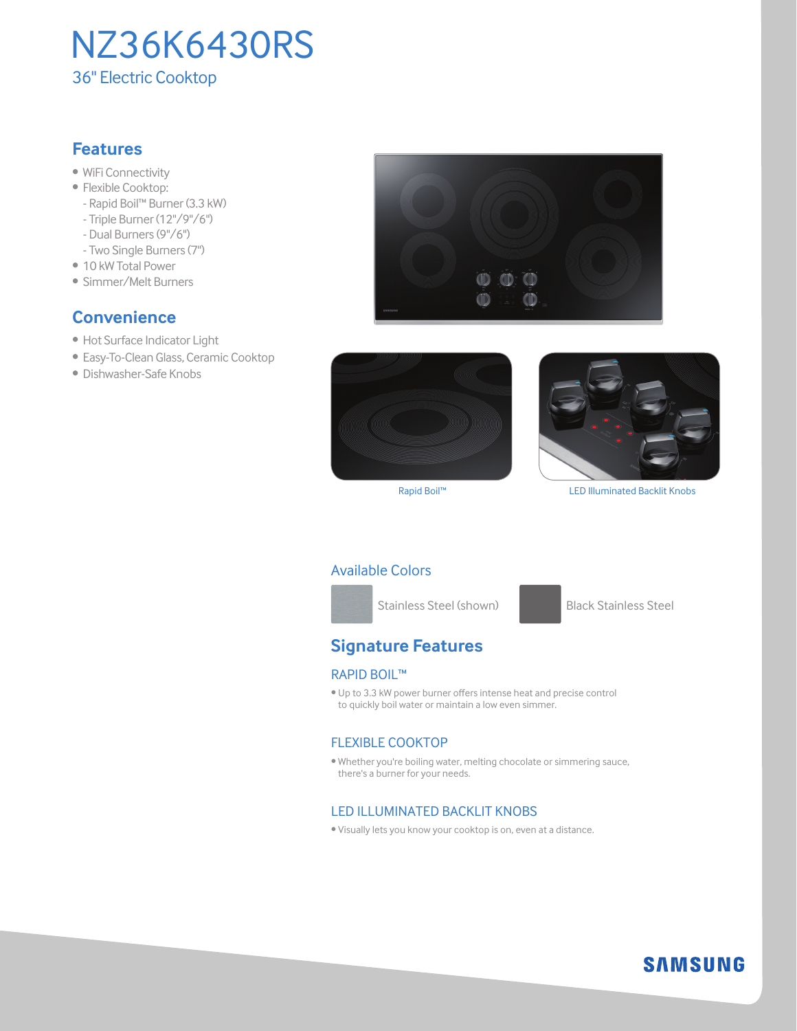# NZ36K6430RS

36" Electric Cooktop

## Features

- WiFi Connectivity
- Flexible Cooktop:
  - Rapid Boil™ Burner (3.3 kW)
  - Triple Burner (12"/9"/6")
  - Dual Burners (9"/6")
  - Two Single Burners (7")
- 10 kW Total Power
- Simmer/Melt Burners

## Convenience

- Hot Surface Indicator Light
- Easy-To-Clean Glass, Ceramic Cooktop
- Dishwasher-Safe Knobs

Rapid Boil™

LED Illuminated Backlit Knobs

### Available Colors

Stainless Steel (shown)

Black Stainless Steel

## Signature Features

### RAPID BOIL™

- Up to 3.3 kW power burner offers intense heat and precise control to quickly boil water or maintain a low even simmer.

### FLEXIBLE COOKTOP

- Whether you're boiling water, melting chocolate or simmering sauce, there's a burner for your needs.

### LED ILLUMINATED BACKLIT KNOBS

- Visually lets you know your cooktop is on, even at a distance.

SAMSUNG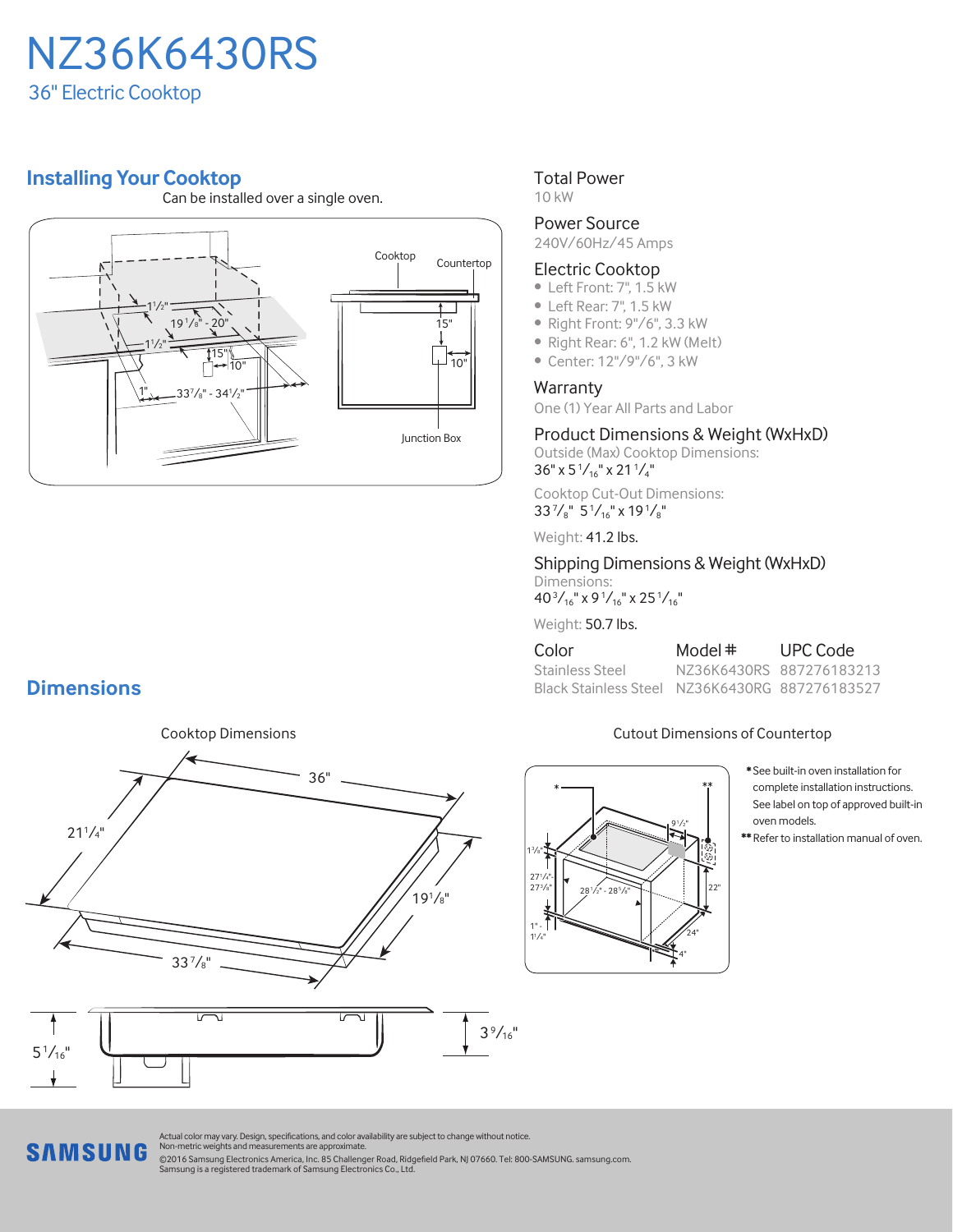# NZ36K6430RS

36" Electric Cooktop

## Installing Your Cooktop

Can be installed over a single oven.

Cooktop
Countertop
1½"
19 1/8" - 20"
1½"
15"
10"
1"
33 7/8" - 34½"
15"
10"
Junction Box

### Total Power

10 kW

### Power Source

240V/60Hz/45 Amps

### Electric Cooktop

- Left Front: 7", 1.5 kW
- Left Rear: 7", 1.5 kW
- Right Front: 9"/6", 3.3 kW
- Right Rear: 6", 1.2 kW (Melt)
- Center: 12"/9"/6", 3 kW

### Warranty

One (1) Year All Parts and Labor

### Product Dimensions & Weight (WxHxD)

Outside (Max) Cooktop Dimensions:
36" x 5 1/16" x 21 1/4"

Cooktop Cut-Out Dimensions:
33 7/8" 5 1/16" x 19 1/8"

Weight: 41.2 lbs.

### Shipping Dimensions & Weight (WxHxD)

Dimensions:
40 3/16" x 9 1/16" x 25 1/16"

Weight: 50.7 lbs.

| Color | Model # | UPC Code |
|---|---|---|
| Stainless Steel | NZ36K6430RS | 887276183213 |
| Black Stainless Steel | NZ36K6430RG | 887276183527 |

## Dimensions

Cooktop Dimensions

36"
21 1/4"
19 1/8"
33 7/8"
5 1/16"
3 9/16"

Cutout Dimensions of Countertop

*
**
9½"
1 3/8"
27 1/4" - 27 3/8"
28½" - 28 5/8"
22"
1" - 1¼"
24"
4"

* See built-in oven installation for complete installation instructions. See label on top of approved built-in oven models.

** Refer to installation manual of oven.

SAMSUNG

Actual color may vary. Design, specifications, and color availability are subject to change without notice.
Non-metric weights and measurements are approximate.
©2016 Samsung Electronics America, Inc. 85 Challenger Road, Ridgefield Park, NJ 07660. Tel: 800-SAMSUNG. samsung.com.
Samsung is a registered trademark of Samsung Electronics Co., Ltd.